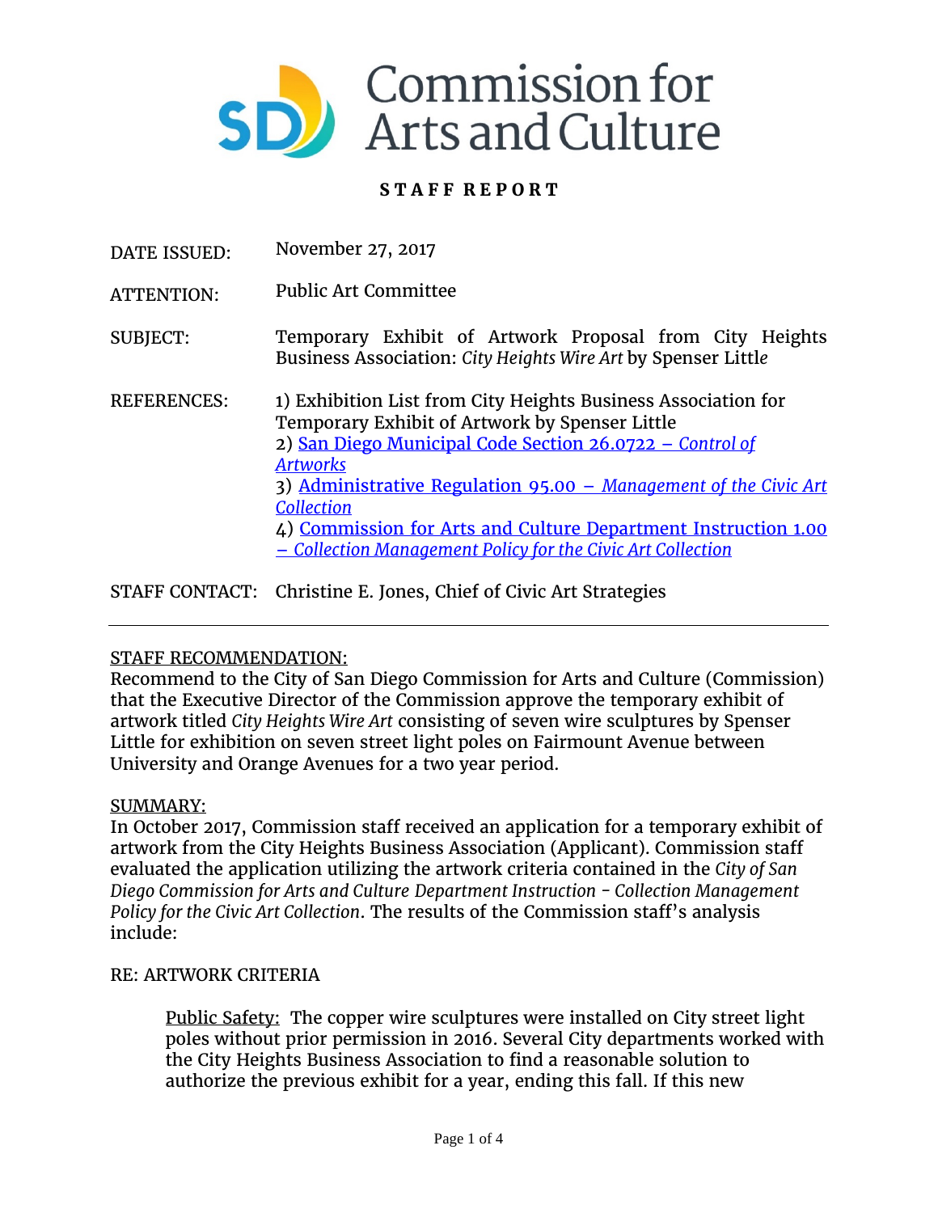# Commission for Arts and Culture

**STAFF REPORT**

DATE ISSUED: November 27, 2017

ATTENTION: Public Art Committee

SUBJECT: Temporary Exhibit of Artwork Proposal from City Heights Business Association: *City Heights Wire Art* by Spenser Little

REFERENCES:
1) Exhibition List from City Heights Business Association for Temporary Exhibit of Artwork by Spenser Little
2) San Diego Municipal Code Section 26.0722 – *Control of Artworks*
3) Administrative Regulation 95.00 – *Management of the Civic Art Collection*
4) Commission for Arts and Culture Department Instruction 1.00 – *Collection Management Policy for the Civic Art Collection*

STAFF CONTACT: Christine E. Jones, Chief of Civic Art Strategies

---

STAFF RECOMMENDATION:

Recommend to the City of San Diego Commission for Arts and Culture (Commission) that the Executive Director of the Commission approve the temporary exhibit of artwork titled *City Heights Wire Art* consisting of seven wire sculptures by Spenser Little for exhibition on seven street light poles on Fairmount Avenue between University and Orange Avenues for a two year period.

SUMMARY:

In October 2017, Commission staff received an application for a temporary exhibit of artwork from the City Heights Business Association (Applicant). Commission staff evaluated the application utilizing the artwork criteria contained in the *City of San Diego Commission for Arts and Culture Department Instruction - Collection Management Policy for the Civic Art Collection*. The results of the Commission staff's analysis include:

RE: ARTWORK CRITERIA

Public Safety: The copper wire sculptures were installed on City street light poles without prior permission in 2016. Several City departments worked with the City Heights Business Association to find a reasonable solution to authorize the previous exhibit for a year, ending this fall. If this new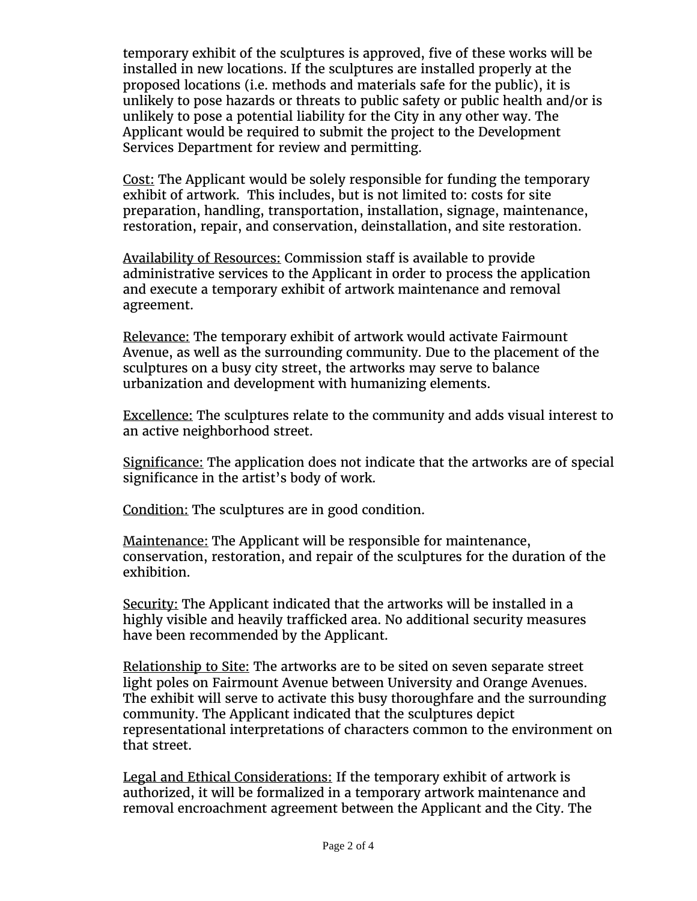temporary exhibit of the sculptures is approved, five of these works will be installed in new locations. If the sculptures are installed properly at the proposed locations (i.e. methods and materials safe for the public), it is unlikely to pose hazards or threats to public safety or public health and/or is unlikely to pose a potential liability for the City in any other way. The Applicant would be required to submit the project to the Development Services Department for review and permitting.

<u>Cost:</u> The Applicant would be solely responsible for funding the temporary exhibit of artwork. This includes, but is not limited to: costs for site preparation, handling, transportation, installation, signage, maintenance, restoration, repair, and conservation, deinstallation, and site restoration.

<u>Availability of Resources:</u> Commission staff is available to provide administrative services to the Applicant in order to process the application and execute a temporary exhibit of artwork maintenance and removal agreement.

<u>Relevance:</u> The temporary exhibit of artwork would activate Fairmount Avenue, as well as the surrounding community. Due to the placement of the sculptures on a busy city street, the artworks may serve to balance urbanization and development with humanizing elements.

<u>Excellence:</u> The sculptures relate to the community and adds visual interest to an active neighborhood street.

<u>Significance:</u> The application does not indicate that the artworks are of special significance in the artist's body of work.

<u>Condition:</u> The sculptures are in good condition.

<u>Maintenance:</u> The Applicant will be responsible for maintenance, conservation, restoration, and repair of the sculptures for the duration of the exhibition.

<u>Security:</u> The Applicant indicated that the artworks will be installed in a highly visible and heavily trafficked area. No additional security measures have been recommended by the Applicant.

<u>Relationship to Site:</u> The artworks are to be sited on seven separate street light poles on Fairmount Avenue between University and Orange Avenues. The exhibit will serve to activate this busy thoroughfare and the surrounding community. The Applicant indicated that the sculptures depict representational interpretations of characters common to the environment on that street.

<u>Legal and Ethical Considerations:</u> If the temporary exhibit of artwork is authorized, it will be formalized in a temporary artwork maintenance and removal encroachment agreement between the Applicant and the City. The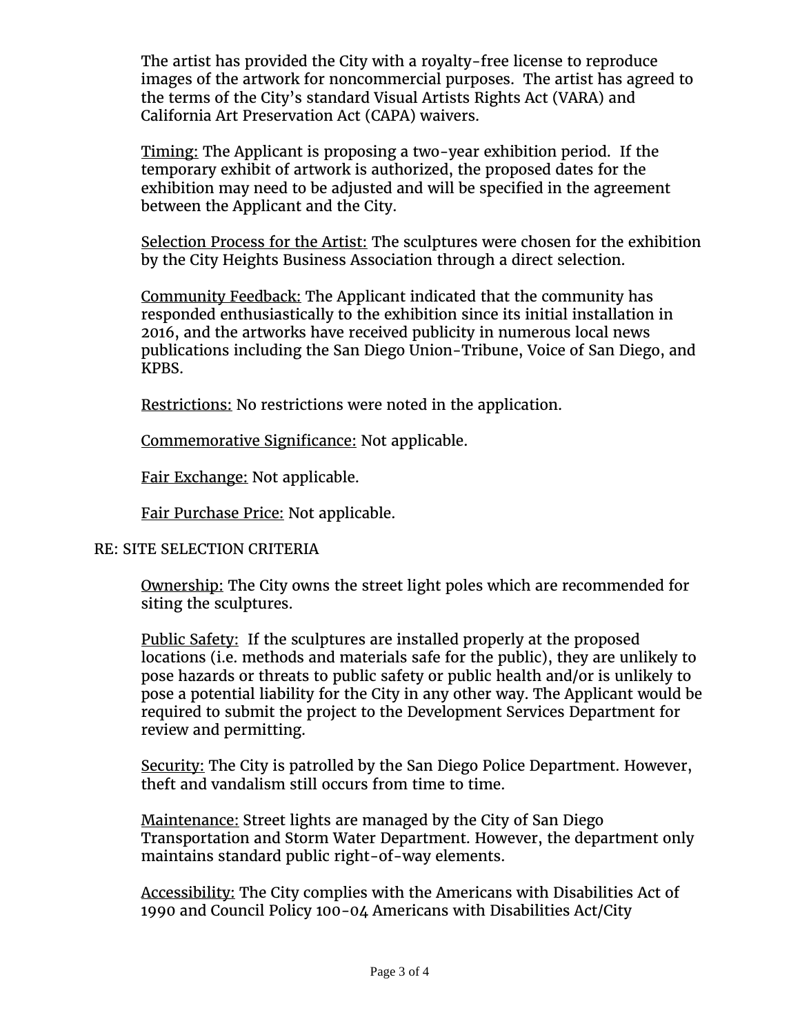The artist has provided the City with a royalty-free license to reproduce images of the artwork for noncommercial purposes. The artist has agreed to the terms of the City's standard Visual Artists Rights Act (VARA) and California Art Preservation Act (CAPA) waivers.

Timing: The Applicant is proposing a two-year exhibition period. If the temporary exhibit of artwork is authorized, the proposed dates for the exhibition may need to be adjusted and will be specified in the agreement between the Applicant and the City.

Selection Process for the Artist: The sculptures were chosen for the exhibition by the City Heights Business Association through a direct selection.

Community Feedback: The Applicant indicated that the community has responded enthusiastically to the exhibition since its initial installation in 2016, and the artworks have received publicity in numerous local news publications including the San Diego Union-Tribune, Voice of San Diego, and KPBS.

Restrictions: No restrictions were noted in the application.

Commemorative Significance: Not applicable.

Fair Exchange: Not applicable.

Fair Purchase Price: Not applicable.

RE: SITE SELECTION CRITERIA

Ownership: The City owns the street light poles which are recommended for siting the sculptures.

Public Safety: If the sculptures are installed properly at the proposed locations (i.e. methods and materials safe for the public), they are unlikely to pose hazards or threats to public safety or public health and/or is unlikely to pose a potential liability for the City in any other way. The Applicant would be required to submit the project to the Development Services Department for review and permitting.

Security: The City is patrolled by the San Diego Police Department. However, theft and vandalism still occurs from time to time.

Maintenance: Street lights are managed by the City of San Diego Transportation and Storm Water Department. However, the department only maintains standard public right-of-way elements.

Accessibility: The City complies with the Americans with Disabilities Act of 1990 and Council Policy 100-04 Americans with Disabilities Act/City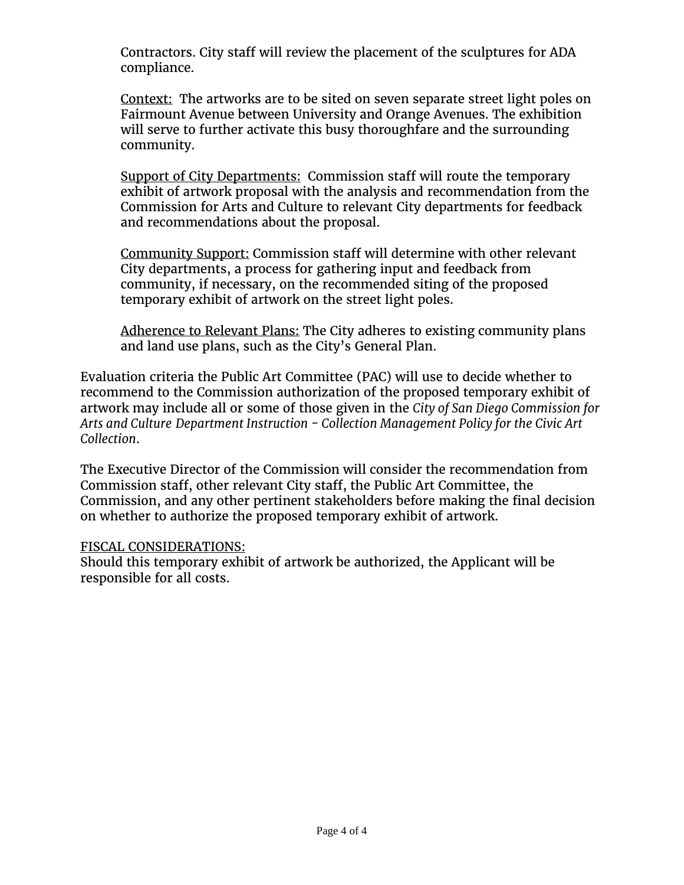Contractors. City staff will review the placement of the sculptures for ADA compliance.

Context: The artworks are to be sited on seven separate street light poles on Fairmount Avenue between University and Orange Avenues. The exhibition will serve to further activate this busy thoroughfare and the surrounding community.

Support of City Departments: Commission staff will route the temporary exhibit of artwork proposal with the analysis and recommendation from the Commission for Arts and Culture to relevant City departments for feedback and recommendations about the proposal.

Community Support: Commission staff will determine with other relevant City departments, a process for gathering input and feedback from community, if necessary, on the recommended siting of the proposed temporary exhibit of artwork on the street light poles.

Adherence to Relevant Plans: The City adheres to existing community plans and land use plans, such as the City's General Plan.

Evaluation criteria the Public Art Committee (PAC) will use to decide whether to recommend to the Commission authorization of the proposed temporary exhibit of artwork may include all or some of those given in the *City of San Diego Commission for Arts and Culture Department Instruction - Collection Management Policy for the Civic Art Collection*.

The Executive Director of the Commission will consider the recommendation from Commission staff, other relevant City staff, the Public Art Committee, the Commission, and any other pertinent stakeholders before making the final decision on whether to authorize the proposed temporary exhibit of artwork.

FISCAL CONSIDERATIONS:
Should this temporary exhibit of artwork be authorized, the Applicant will be responsible for all costs.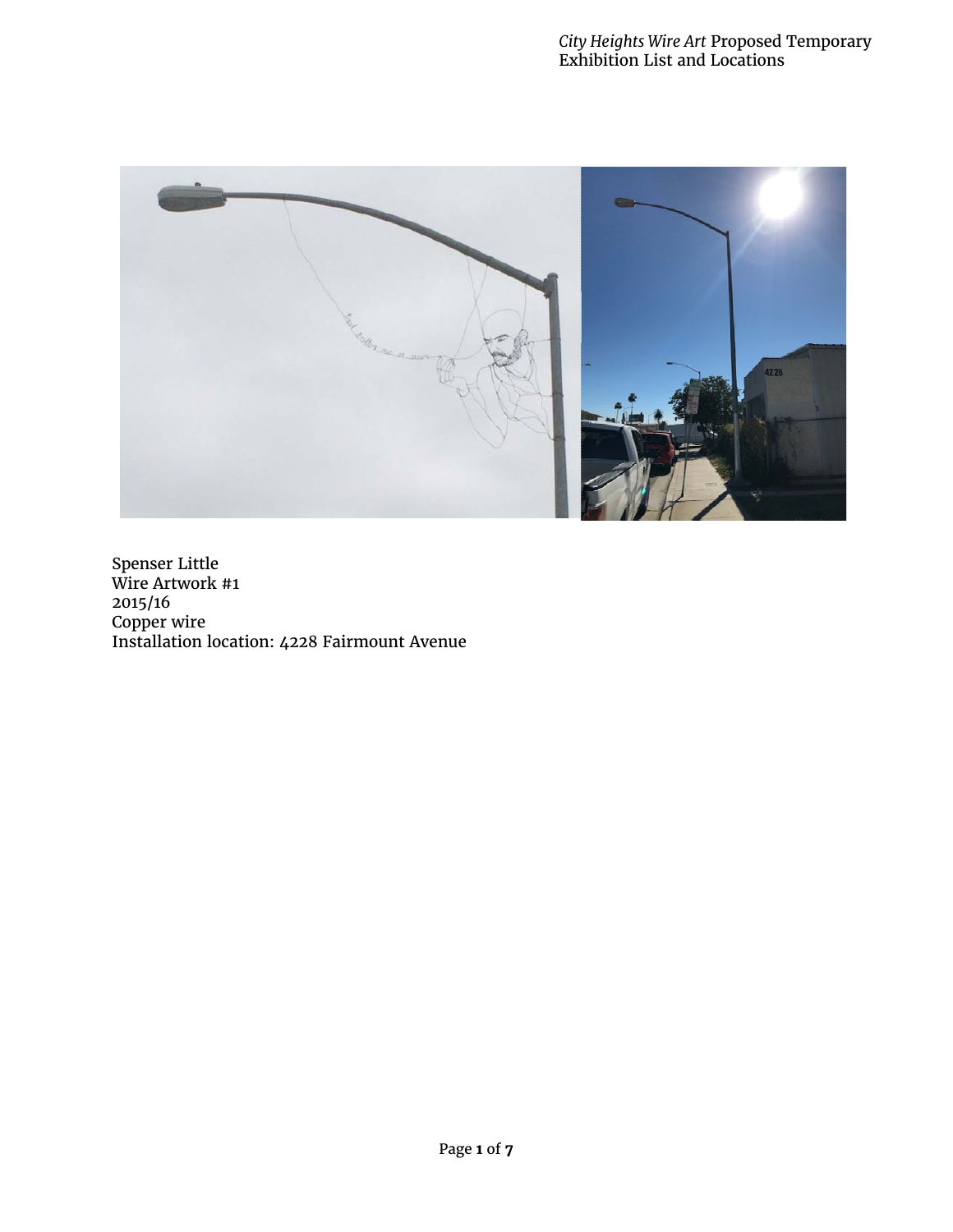Spenser Little
Wire Artwork #1
2015/16
Copper wire
Installation location: 4228 Fairmount Avenue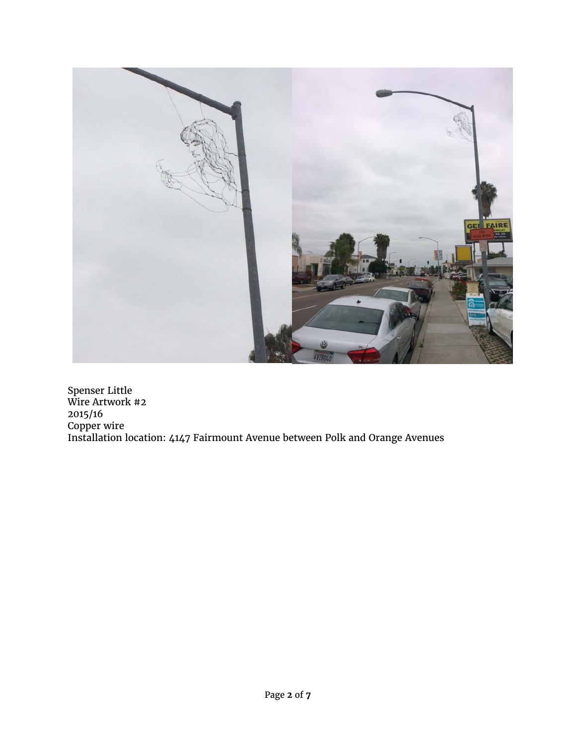Spenser Little
Wire Artwork #2
2015/16
Copper wire
Installation location: 4147 Fairmount Avenue between Polk and Orange Avenues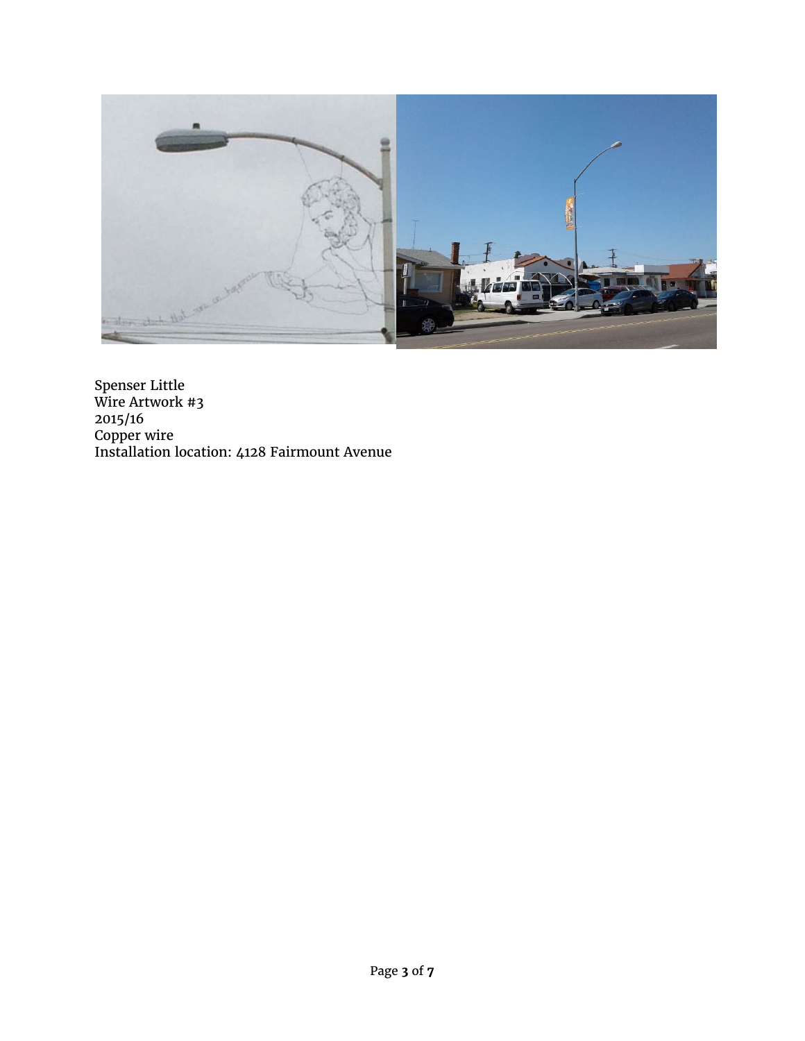Spenser Little
Wire Artwork #3
2015/16
Copper wire
Installation location: 4128 Fairmount Avenue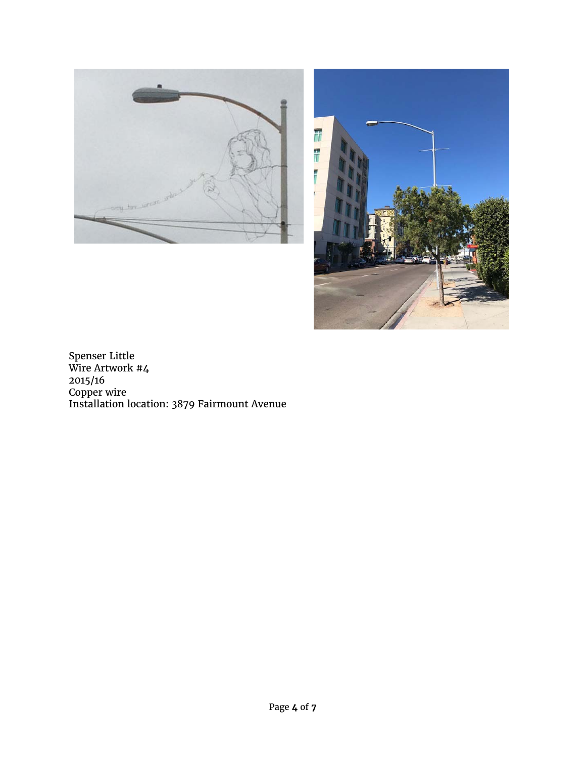Spenser Little
Wire Artwork #4
2015/16
Copper wire
Installation location: 3879 Fairmount Avenue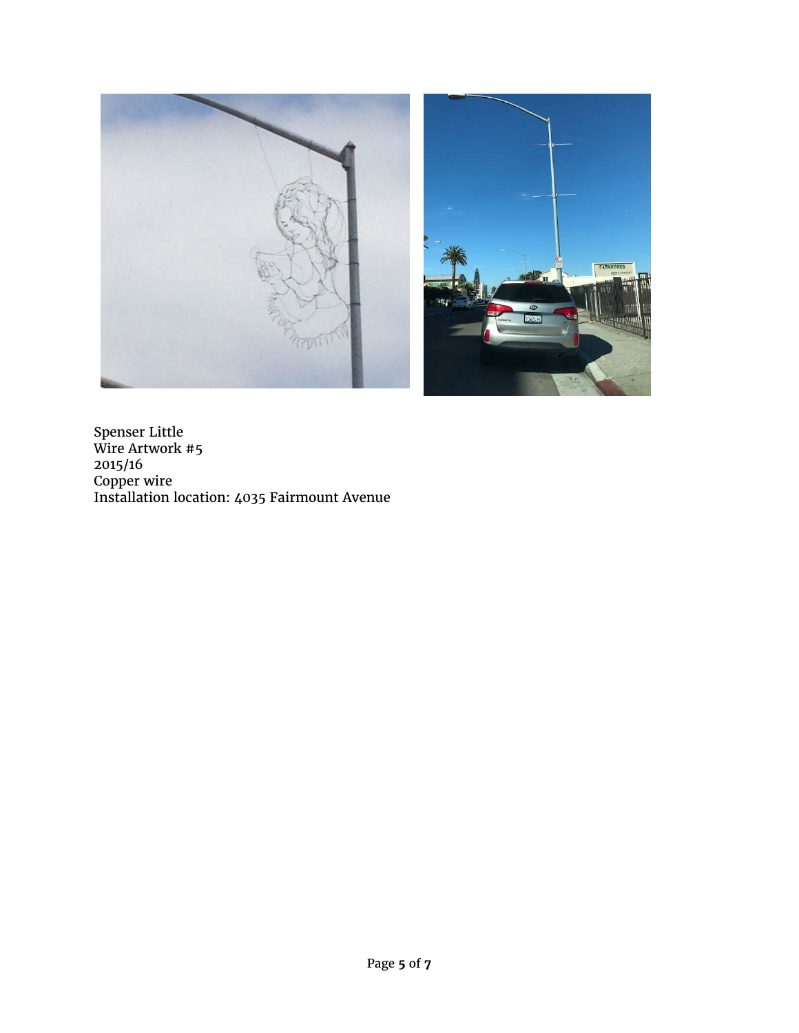Spenser Little
Wire Artwork #5
2015/16
Copper wire
Installation location: 4035 Fairmount Avenue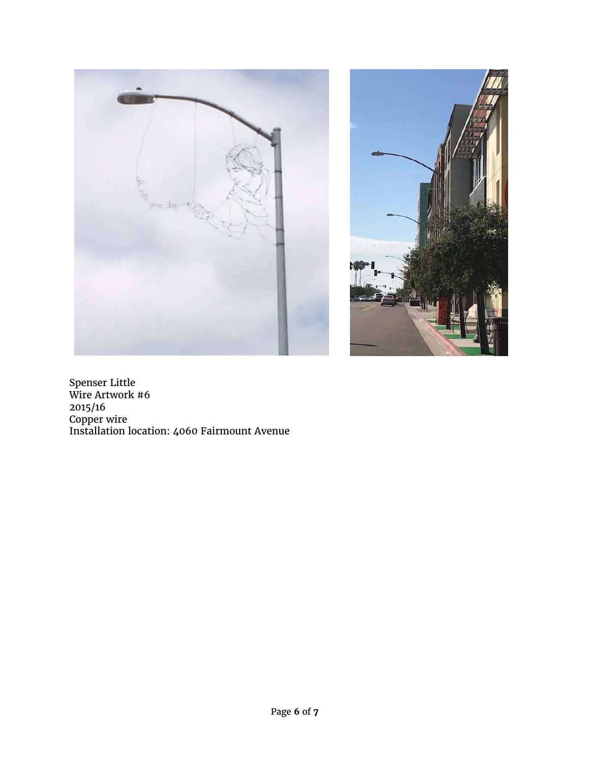Spenser Little
Wire Artwork #6
2015/16
Copper wire
Installation location: 4060 Fairmount Avenue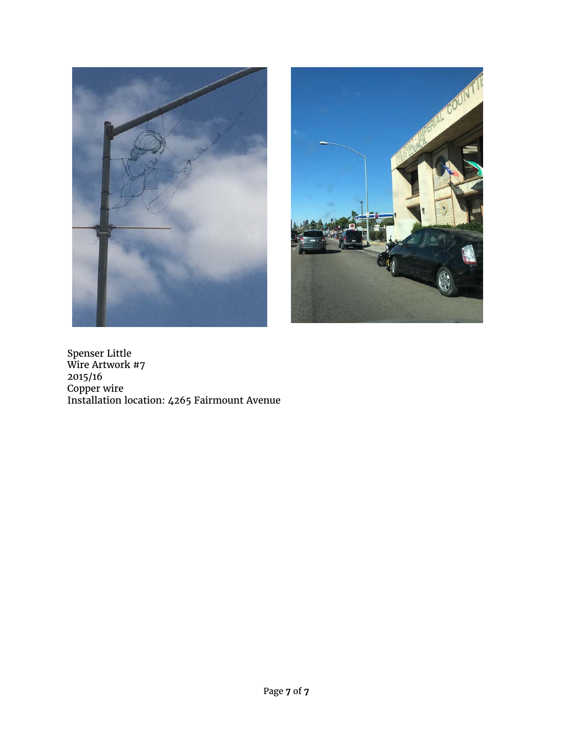Spenser Little
Wire Artwork #7
2015/16
Copper wire
Installation location: 4265 Fairmount Avenue